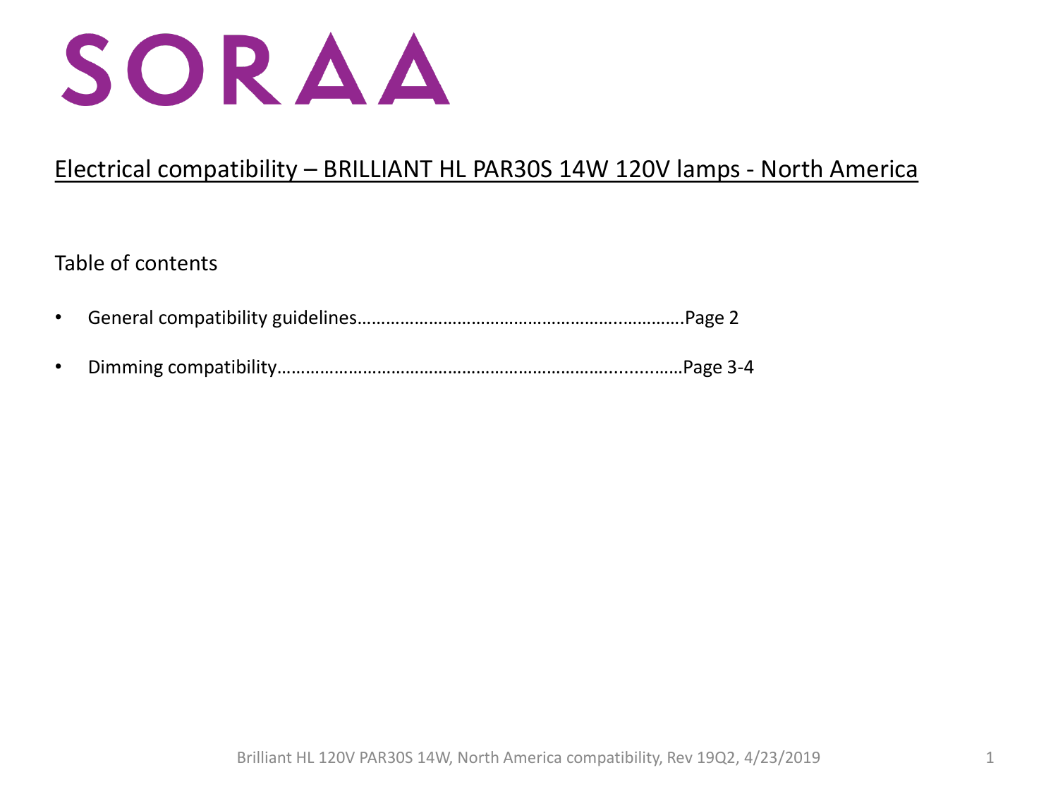# SORAA

## Electrical compatibility – BRILLIANT HL PAR30S 14W 120V lamps - North America

Table of contents

- General compatibility guidelines……………………………………………………..………….Page 2
- Dimming compatibility……………………………………………………………....……….Page 3-4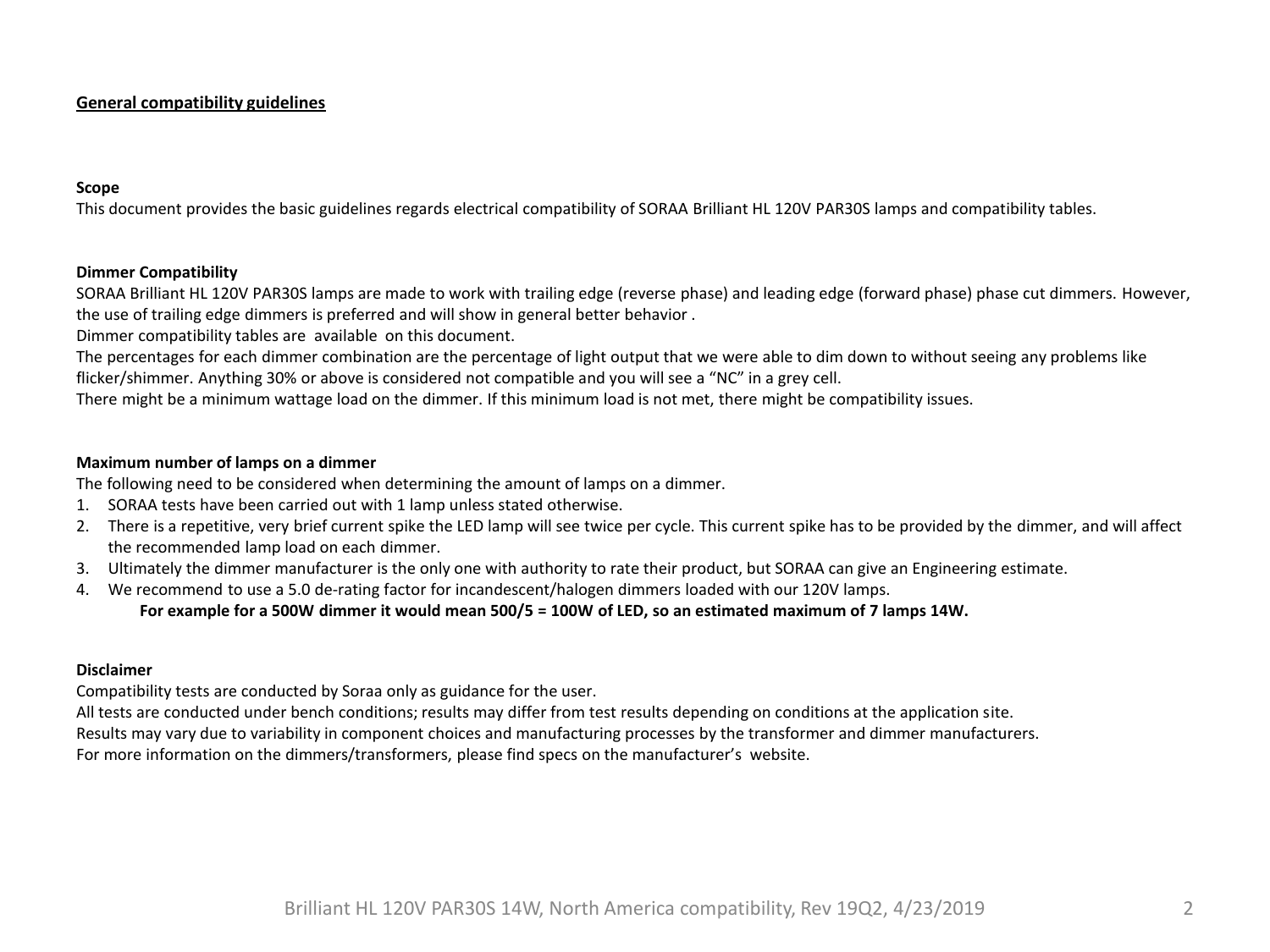## General compatibility guidelines

### Scope

This document provides the basic guidelines regards electrical compatibility of SORAA Brilliant HL 120V PAR30S lamps and compatibility tables.

### Dimmer Compatibility

SORAA Brilliant HL 120V PAR30S lamps are made to work with trailing edge (reverse phase) and leading edge (forward phase) phase cut dimmers. However, the use of trailing edge dimmers is preferred and will show in general better behavior .

Dimmer compatibility tables are available on this document.

The percentages for each dimmer combination are the percentage of light output that we were able to dim down to without seeing any problems like flicker/shimmer. Anything 30% or above is considered not compatible and you will see a "NC" in a grey cell.

There might be a minimum wattage load on the dimmer. If this minimum load is not met, there might be compatibility issues.

### Maximum number of lamps on a dimmer

The following need to be considered when determining the amount of lamps on a dimmer.

1. SORAA tests have been carried out with 1 lamp unless stated otherwise.
2. There is a repetitive, very brief current spike the LED lamp will see twice per cycle. This current spike has to be provided by the dimmer, and will affect the recommended lamp load on each dimmer.
3. Ultimately the dimmer manufacturer is the only one with authority to rate their product, but SORAA can give an Engineering estimate.
4. We recommend to use a 5.0 de-rating factor for incandescent/halogen dimmers loaded with our 120V lamps.

   **For example for a 500W dimmer it would mean 500/5 = 100W of LED, so an estimated maximum of 7 lamps 14W.**

### Disclaimer

Compatibility tests are conducted by Soraa only as guidance for the user.

All tests are conducted under bench conditions; results may differ from test results depending on conditions at the application site.

Results may vary due to variability in component choices and manufacturing processes by the transformer and dimmer manufacturers.

For more information on the dimmers/transformers, please find specs on the manufacturer's website.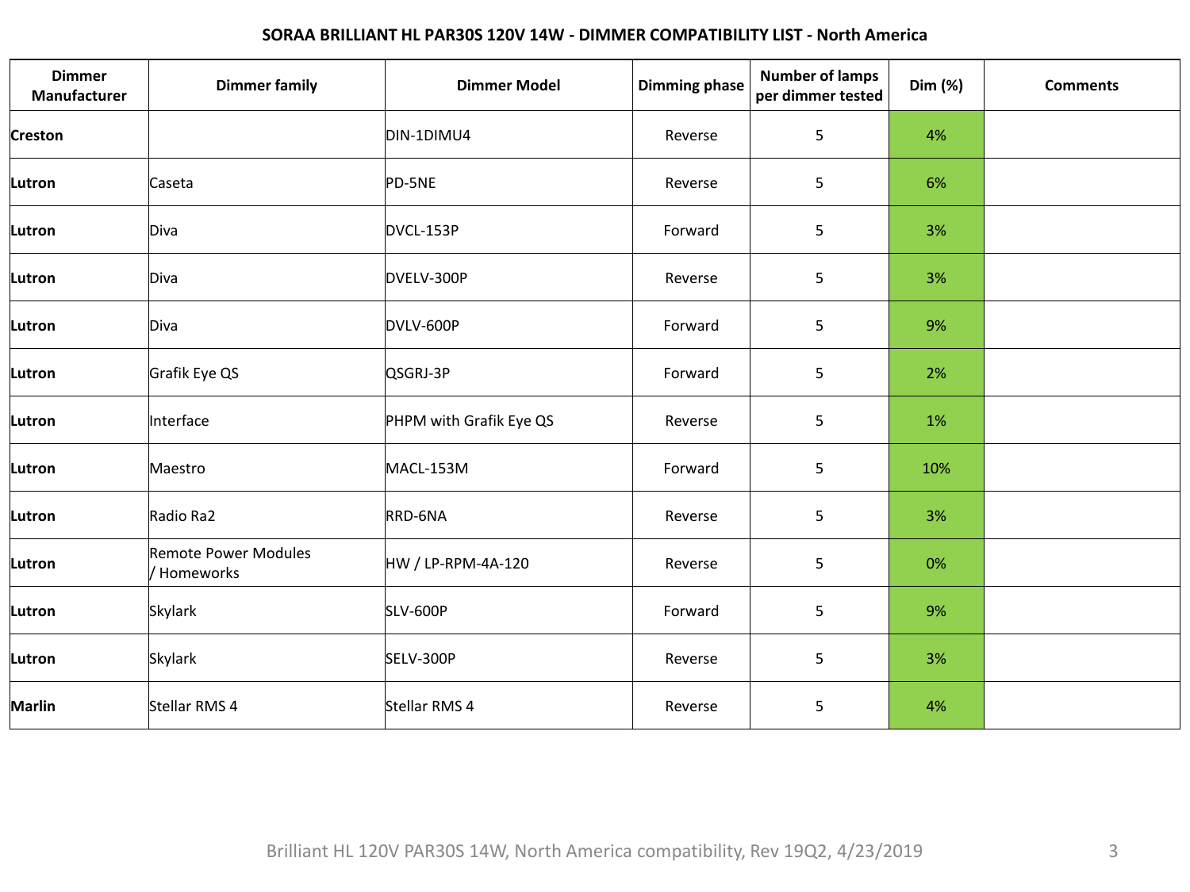## SORAA BRILLIANT HL PAR30S 120V 14W - DIMMER COMPATIBILITY LIST - North America

| Dimmer Manufacturer | Dimmer family | Dimmer Model | Dimming phase | Number of lamps per dimmer tested | Dim (%) | Comments |
|---|---|---|---|---|---|---|
| **Creston** | | DIN-1DIMU4 | Reverse | 5 | 4% | |
| **Lutron** | Caseta | PD-5NE | Reverse | 5 | 6% | |
| **Lutron** | Diva | DVCL-153P | Forward | 5 | 3% | |
| **Lutron** | Diva | DVELV-300P | Reverse | 5 | 3% | |
| **Lutron** | Diva | DVLV-600P | Forward | 5 | 9% | |
| **Lutron** | Grafik Eye QS | QSGRJ-3P | Forward | 5 | 2% | |
| **Lutron** | Interface | PHPM with Grafik Eye QS | Reverse | 5 | 1% | |
| **Lutron** | Maestro | MACL-153M | Forward | 5 | 10% | |
| **Lutron** | Radio Ra2 | RRD-6NA | Reverse | 5 | 3% | |
| **Lutron** | Remote Power Modules / Homeworks | HW / LP-RPM-4A-120 | Reverse | 5 | 0% | |
| **Lutron** | Skylark | SLV-600P | Forward | 5 | 9% | |
| **Lutron** | Skylark | SELV-300P | Reverse | 5 | 3% | |
| **Marlin** | Stellar RMS 4 | Stellar RMS 4 | Reverse | 5 | 4% | |

Brilliant HL 120V PAR30S 14W, North America compatibility, Rev 19Q2, 4/23/2019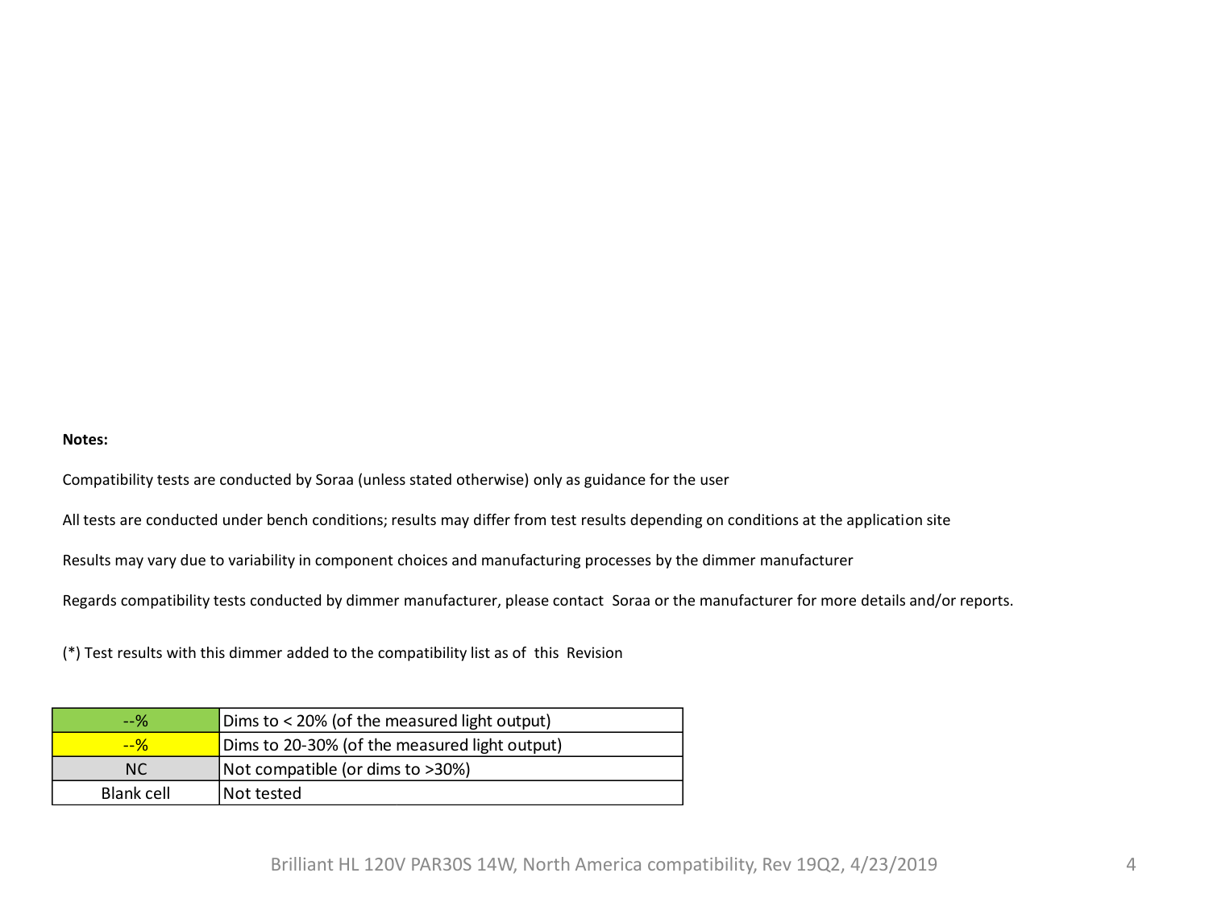**Notes:**

Compatibility tests are conducted by Soraa (unless stated otherwise) only as guidance for the user

All tests are conducted under bench conditions; results may differ from test results depending on conditions at the application site

Results may vary due to variability in component choices and manufacturing processes by the dimmer manufacturer

Regards compatibility tests conducted by dimmer manufacturer, please contact Soraa or the manufacturer for more details and/or reports.

(*) Test results with this dimmer added to the compatibility list as of this Revision

| | |
|---|---|
| --% | Dims to < 20% (of the measured light output) |
| --% | Dims to 20-30% (of the measured light output) |
| NC | Not compatible (or dims to >30%) |
| Blank cell | Not tested |